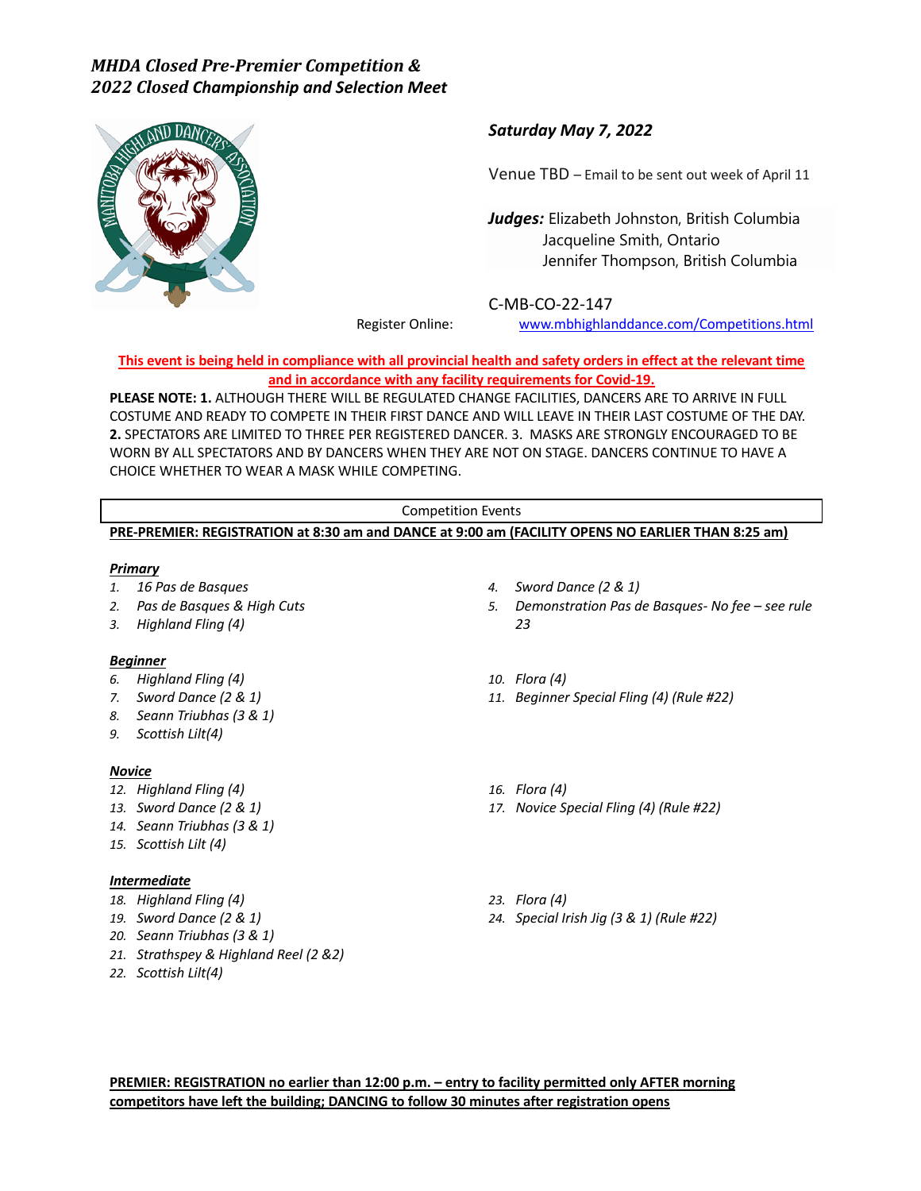# *MHDA Closed Pre-Premier Competition & 2022 Closed Championship and Selection Meet*

***Saturday May 7, 2022***

Venue TBD – Email to be sent out week of April 11

***Judges:*** Elizabeth Johnston, British Columbia
Jacqueline Smith, Ontario
Jennifer Thompson, British Columbia

C-MB-CO-22-147

Register Online: www.mbhighlanddance.com/Competitions.html

**This event is being held in compliance with all provincial health and safety orders in effect at the relevant time and in accordance with any facility requirements for Covid-19.**

**PLEASE NOTE: 1.** ALTHOUGH THERE WILL BE REGULATED CHANGE FACILITIES, DANCERS ARE TO ARRIVE IN FULL COSTUME AND READY TO COMPETE IN THEIR FIRST DANCE AND WILL LEAVE IN THEIR LAST COSTUME OF THE DAY. **2.** SPECTATORS ARE LIMITED TO THREE PER REGISTERED DANCER. 3. MASKS ARE STRONGLY ENCOURAGED TO BE WORN BY ALL SPECTATORS AND BY DANCERS WHEN THEY ARE NOT ON STAGE. DANCERS CONTINUE TO HAVE A CHOICE WHETHER TO WEAR A MASK WHILE COMPETING.

## Competition Events

**PRE-PREMIER: REGISTRATION at 8:30 am and DANCE at 9:00 am (FACILITY OPENS NO EARLIER THAN 8:25 am)**

***Primary***

1. *16 Pas de Basques*
2. *Pas de Basques & High Cuts*
3. *Highland Fling (4)*
4. *Sword Dance (2 & 1)*
5. *Demonstration Pas de Basques- No fee – see rule 23*

***Beginner***

6. *Highland Fling (4)*
7. *Sword Dance (2 & 1)*
8. *Seann Triubhas (3 & 1)*
9. *Scottish Lilt(4)*
10. *Flora (4)*
11. *Beginner Special Fling (4) (Rule #22)*

***Novice***

12. *Highland Fling (4)*
13. *Sword Dance (2 & 1)*
14. *Seann Triubhas (3 & 1)*
15. *Scottish Lilt (4)*
16. *Flora (4)*
17. *Novice Special Fling (4) (Rule #22)*

***Intermediate***

18. *Highland Fling (4)*
19. *Sword Dance (2 & 1)*
20. *Seann Triubhas (3 & 1)*
21. *Strathspey & Highland Reel (2 &2)*
22. *Scottish Lilt(4)*
23. *Flora (4)*
24. *Special Irish Jig (3 & 1) (Rule #22)*

**PREMIER: REGISTRATION no earlier than 12:00 p.m. – entry to facility permitted only AFTER morning competitors have left the building; DANCING to follow 30 minutes after registration opens**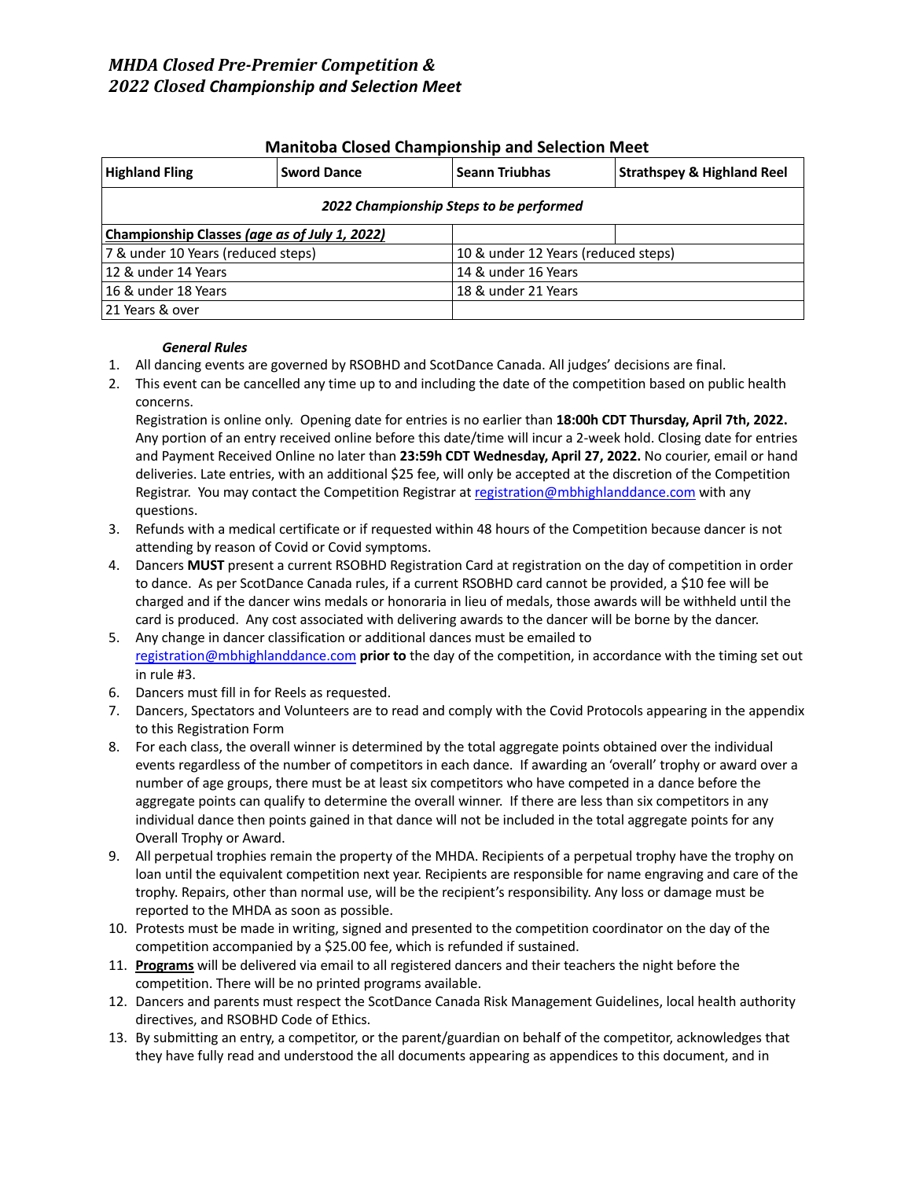# *MHDA Closed Pre-Premier Competition &*
# *2022 Closed Championship and Selection Meet*

## Manitoba Closed Championship and Selection Meet

| Highland Fling | Sword Dance | Seann Triubhas | Strathspey & Highland Reel |
|---|---|---|---|
| ***2022 Championship Steps to be performed*** | | | |
| **Championship Classes** ***(age as of July 1, 2022)*** | | | |
| 7 & under 10 Years (reduced steps) | | 10 & under 12 Years (reduced steps) | |
| 12 & under 14 Years | | 14 & under 16 Years | |
| 16 & under 18 Years | | 18 & under 21 Years | |
| 21 Years & over | | | |

***General Rules***

1. All dancing events are governed by RSOBHD and ScotDance Canada. All judges' decisions are final.
2. This event can be cancelled any time up to and including the date of the competition based on public health concerns.
   Registration is online only. Opening date for entries is no earlier than **18:00h CDT Thursday, April 7th, 2022.** Any portion of an entry received online before this date/time will incur a 2-week hold. Closing date for entries and Payment Received Online no later than **23:59h CDT Wednesday, April 27, 2022.** No courier, email or hand deliveries. Late entries, with an additional $25 fee, will only be accepted at the discretion of the Competition Registrar. You may contact the Competition Registrar at registration@mbhighlanddance.com with any questions.
3. Refunds with a medical certificate or if requested within 48 hours of the Competition because dancer is not attending by reason of Covid or Covid symptoms.
4. Dancers **MUST** present a current RSOBHD Registration Card at registration on the day of competition in order to dance. As per ScotDance Canada rules, if a current RSOBHD card cannot be provided, a $10 fee will be charged and if the dancer wins medals or honoraria in lieu of medals, those awards will be withheld until the card is produced. Any cost associated with delivering awards to the dancer will be borne by the dancer.
5. Any change in dancer classification or additional dances must be emailed to registration@mbhighlanddance.com **prior to** the day of the competition, in accordance with the timing set out in rule #3.
6. Dancers must fill in for Reels as requested.
7. Dancers, Spectators and Volunteers are to read and comply with the Covid Protocols appearing in the appendix to this Registration Form
8. For each class, the overall winner is determined by the total aggregate points obtained over the individual events regardless of the number of competitors in each dance. If awarding an 'overall' trophy or award over a number of age groups, there must be at least six competitors who have competed in a dance before the aggregate points can qualify to determine the overall winner. If there are less than six competitors in any individual dance then points gained in that dance will not be included in the total aggregate points for any Overall Trophy or Award.
9. All perpetual trophies remain the property of the MHDA. Recipients of a perpetual trophy have the trophy on loan until the equivalent competition next year. Recipients are responsible for name engraving and care of the trophy. Repairs, other than normal use, will be the recipient's responsibility. Any loss or damage must be reported to the MHDA as soon as possible.
10. Protests must be made in writing, signed and presented to the competition coordinator on the day of the competition accompanied by a $25.00 fee, which is refunded if sustained.
11. **Programs** will be delivered via email to all registered dancers and their teachers the night before the competition. There will be no printed programs available.
12. Dancers and parents must respect the ScotDance Canada Risk Management Guidelines, local health authority directives, and RSOBHD Code of Ethics.
13. By submitting an entry, a competitor, or the parent/guardian on behalf of the competitor, acknowledges that they have fully read and understood the all documents appearing as appendices to this document, and in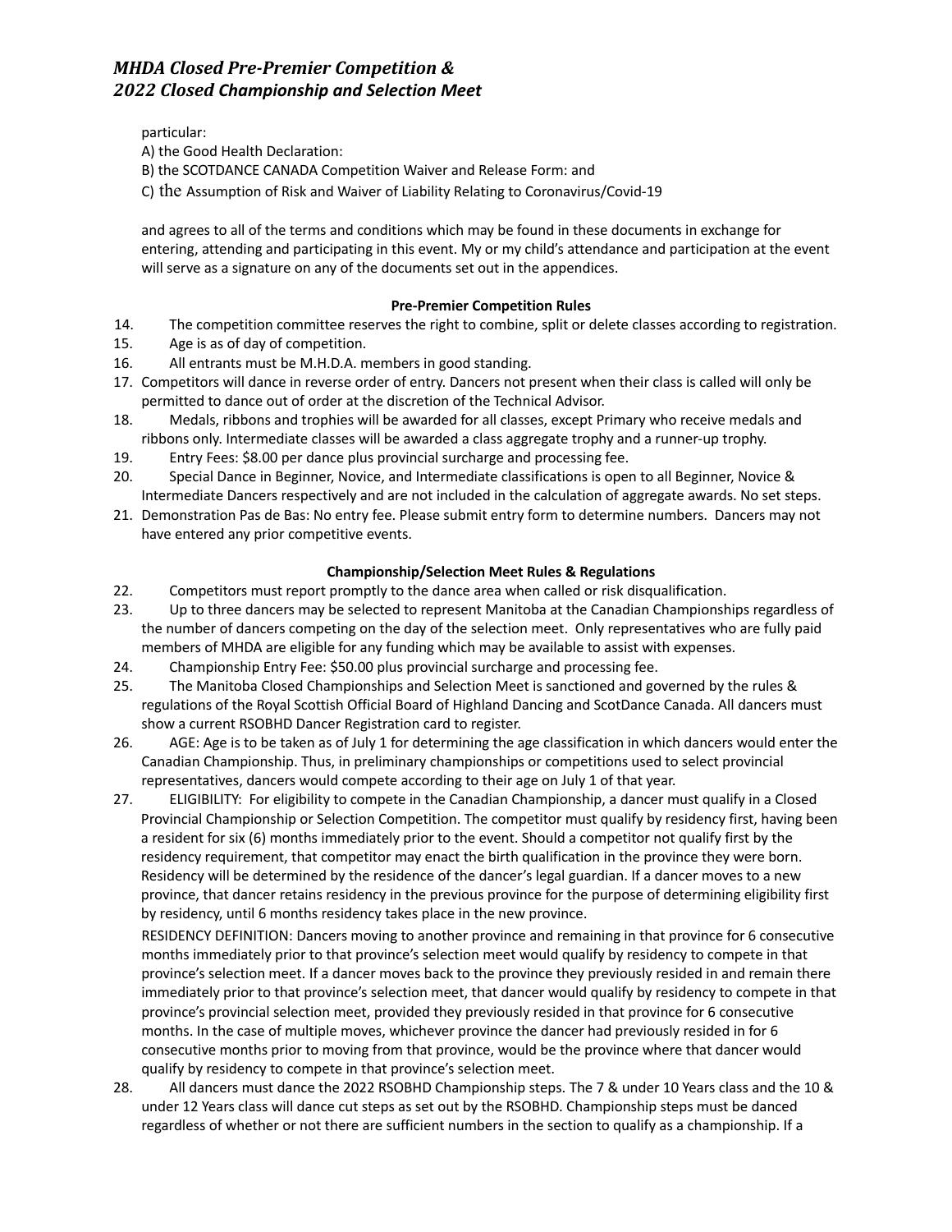particular:

A) the Good Health Declaration:

B) the SCOTDANCE CANADA Competition Waiver and Release Form: and

C) the Assumption of Risk and Waiver of Liability Relating to Coronavirus/Covid-19

and agrees to all of the terms and conditions which may be found in these documents in exchange for entering, attending and participating in this event. My or my child's attendance and participation at the event will serve as a signature on any of the documents set out in the appendices.

**Pre-Premier Competition Rules**

14. The competition committee reserves the right to combine, split or delete classes according to registration.
15. Age is as of day of competition.
16. All entrants must be M.H.D.A. members in good standing.
17. Competitors will dance in reverse order of entry. Dancers not present when their class is called will only be permitted to dance out of order at the discretion of the Technical Advisor.
18. Medals, ribbons and trophies will be awarded for all classes, except Primary who receive medals and ribbons only. Intermediate classes will be awarded a class aggregate trophy and a runner-up trophy.
19. Entry Fees: $8.00 per dance plus provincial surcharge and processing fee.
20. Special Dance in Beginner, Novice, and Intermediate classifications is open to all Beginner, Novice & Intermediate Dancers respectively and are not included in the calculation of aggregate awards. No set steps.
21. Demonstration Pas de Bas: No entry fee. Please submit entry form to determine numbers. Dancers may not have entered any prior competitive events.

**Championship/Selection Meet Rules & Regulations**

22. Competitors must report promptly to the dance area when called or risk disqualification.
23. Up to three dancers may be selected to represent Manitoba at the Canadian Championships regardless of the number of dancers competing on the day of the selection meet. Only representatives who are fully paid members of MHDA are eligible for any funding which may be available to assist with expenses.
24. Championship Entry Fee: $50.00 plus provincial surcharge and processing fee.
25. The Manitoba Closed Championships and Selection Meet is sanctioned and governed by the rules & regulations of the Royal Scottish Official Board of Highland Dancing and ScotDance Canada. All dancers must show a current RSOBHD Dancer Registration card to register.
26. AGE: Age is to be taken as of July 1 for determining the age classification in which dancers would enter the Canadian Championship. Thus, in preliminary championships or competitions used to select provincial representatives, dancers would compete according to their age on July 1 of that year.
27. ELIGIBILITY: For eligibility to compete in the Canadian Championship, a dancer must qualify in a Closed Provincial Championship or Selection Competition. The competitor must qualify by residency first, having been a resident for six (6) months immediately prior to the event. Should a competitor not qualify first by the residency requirement, that competitor may enact the birth qualification in the province they were born. Residency will be determined by the residence of the dancer's legal guardian. If a dancer moves to a new province, that dancer retains residency in the previous province for the purpose of determining eligibility first by residency, until 6 months residency takes place in the new province.

    RESIDENCY DEFINITION: Dancers moving to another province and remaining in that province for 6 consecutive months immediately prior to that province's selection meet would qualify by residency to compete in that province's selection meet. If a dancer moves back to the province they previously resided in and remain there immediately prior to that province's selection meet, that dancer would qualify by residency to compete in that province's provincial selection meet, provided they previously resided in that province for 6 consecutive months. In the case of multiple moves, whichever province the dancer had previously resided in for 6 consecutive months prior to moving from that province, would be the province where that dancer would qualify by residency to compete in that province's selection meet.
28. All dancers must dance the 2022 RSOBHD Championship steps. The 7 & under 10 Years class and the 10 & under 12 Years class will dance cut steps as set out by the RSOBHD. Championship steps must be danced regardless of whether or not there are sufficient numbers in the section to qualify as a championship. If a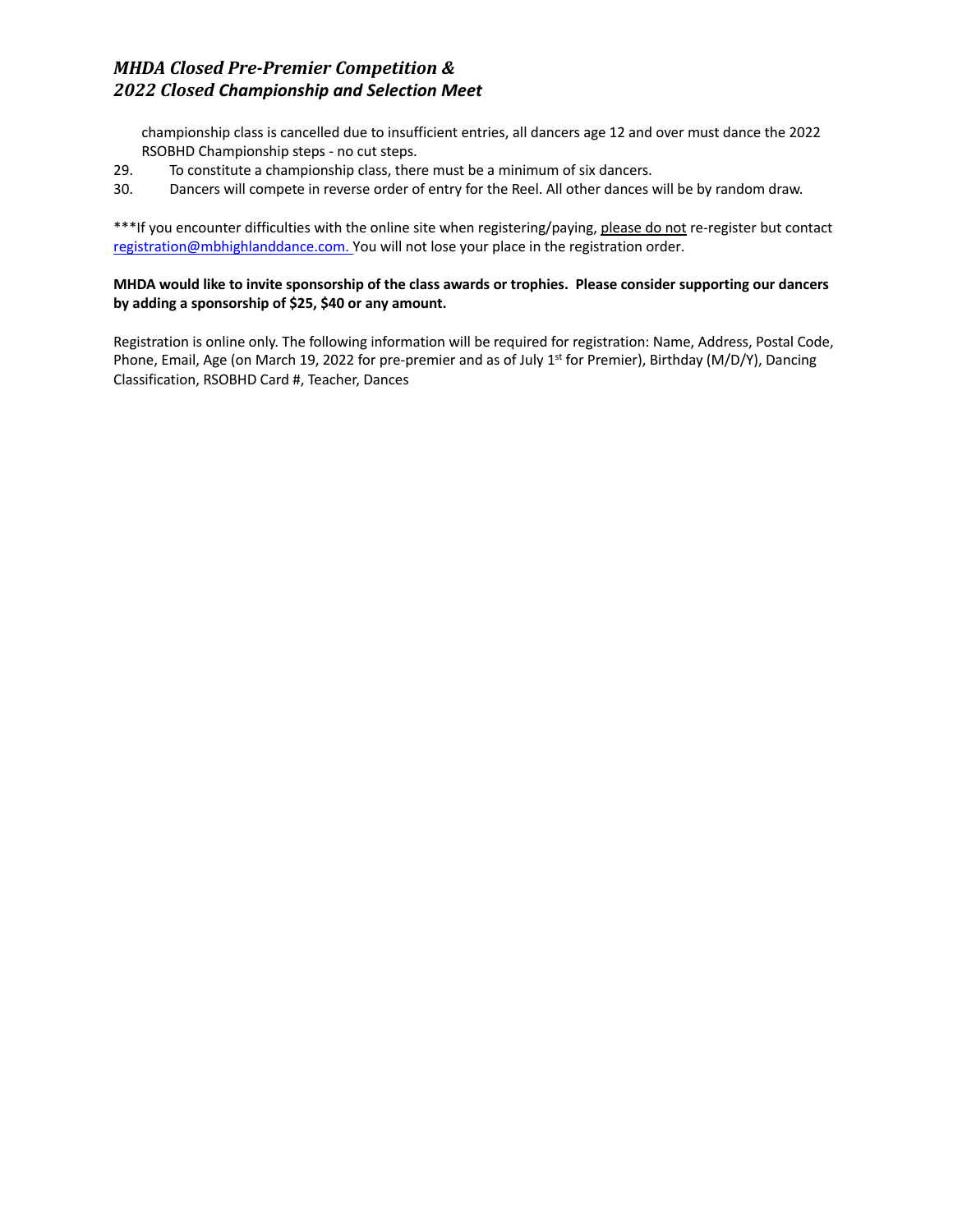championship class is cancelled due to insufficient entries, all dancers age 12 and over must dance the 2022 RSOBHD Championship steps - no cut steps.

29. To constitute a championship class, there must be a minimum of six dancers.
30. Dancers will compete in reverse order of entry for the Reel. All other dances will be by random draw.

***If you encounter difficulties with the online site when registering/paying, please do not re-register but contact registration@mbhighlanddance.com. You will not lose your place in the registration order.

**MHDA would like to invite sponsorship of the class awards or trophies. Please consider supporting our dancers by adding a sponsorship of $25, $40 or any amount.**

Registration is online only. The following information will be required for registration: Name, Address, Postal Code, Phone, Email, Age (on March 19, 2022 for pre-premier and as of July 1st for Premier), Birthday (M/D/Y), Dancing Classification, RSOBHD Card #, Teacher, Dances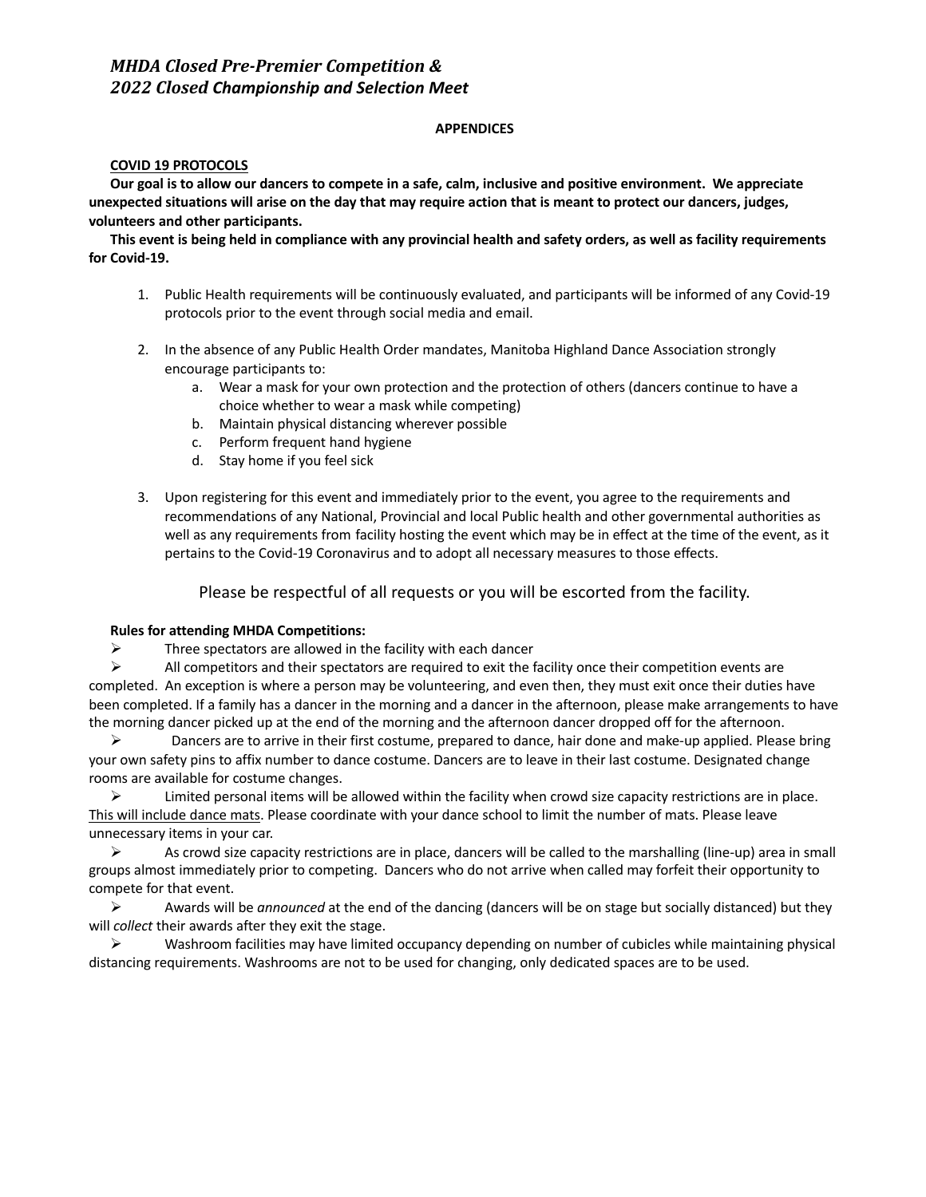*MHDA Closed Pre-Premier Competition &*
*2022 Closed Championship and Selection Meet*

**APPENDICES**

**COVID 19 PROTOCOLS**

**Our goal is to allow our dancers to compete in a safe, calm, inclusive and positive environment. We appreciate unexpected situations will arise on the day that may require action that is meant to protect our dancers, judges, volunteers and other participants.**

**This event is being held in compliance with any provincial health and safety orders, as well as facility requirements for Covid-19.**

1. Public Health requirements will be continuously evaluated, and participants will be informed of any Covid-19 protocols prior to the event through social media and email.

2. In the absence of any Public Health Order mandates, Manitoba Highland Dance Association strongly encourage participants to:
   a. Wear a mask for your own protection and the protection of others (dancers continue to have a choice whether to wear a mask while competing)
   b. Maintain physical distancing wherever possible
   c. Perform frequent hand hygiene
   d. Stay home if you feel sick

3. Upon registering for this event and immediately prior to the event, you agree to the requirements and recommendations of any National, Provincial and local Public health and other governmental authorities as well as any requirements from facility hosting the event which may be in effect at the time of the event, as it pertains to the Covid-19 Coronavirus and to adopt all necessary measures to those effects.

Please be respectful of all requests or you will be escorted from the facility.

**Rules for attending MHDA Competitions:**

- Three spectators are allowed in the facility with each dancer
- All competitors and their spectators are required to exit the facility once their competition events are completed. An exception is where a person may be volunteering, and even then, they must exit once their duties have been completed. If a family has a dancer in the morning and a dancer in the afternoon, please make arrangements to have the morning dancer picked up at the end of the morning and the afternoon dancer dropped off for the afternoon.
- Dancers are to arrive in their first costume, prepared to dance, hair done and make-up applied. Please bring your own safety pins to affix number to dance costume. Dancers are to leave in their last costume. Designated change rooms are available for costume changes.
- Limited personal items will be allowed within the facility when crowd size capacity restrictions are in place. <u>This will include dance mats</u>. Please coordinate with your dance school to limit the number of mats. Please leave unnecessary items in your car.
- As crowd size capacity restrictions are in place, dancers will be called to the marshalling (line-up) area in small groups almost immediately prior to competing. Dancers who do not arrive when called may forfeit their opportunity to compete for that event.
- Awards will be *announced* at the end of the dancing (dancers will be on stage but socially distanced) but they will *collect* their awards after they exit the stage.
- Washroom facilities may have limited occupancy depending on number of cubicles while maintaining physical distancing requirements. Washrooms are not to be used for changing, only dedicated spaces are to be used.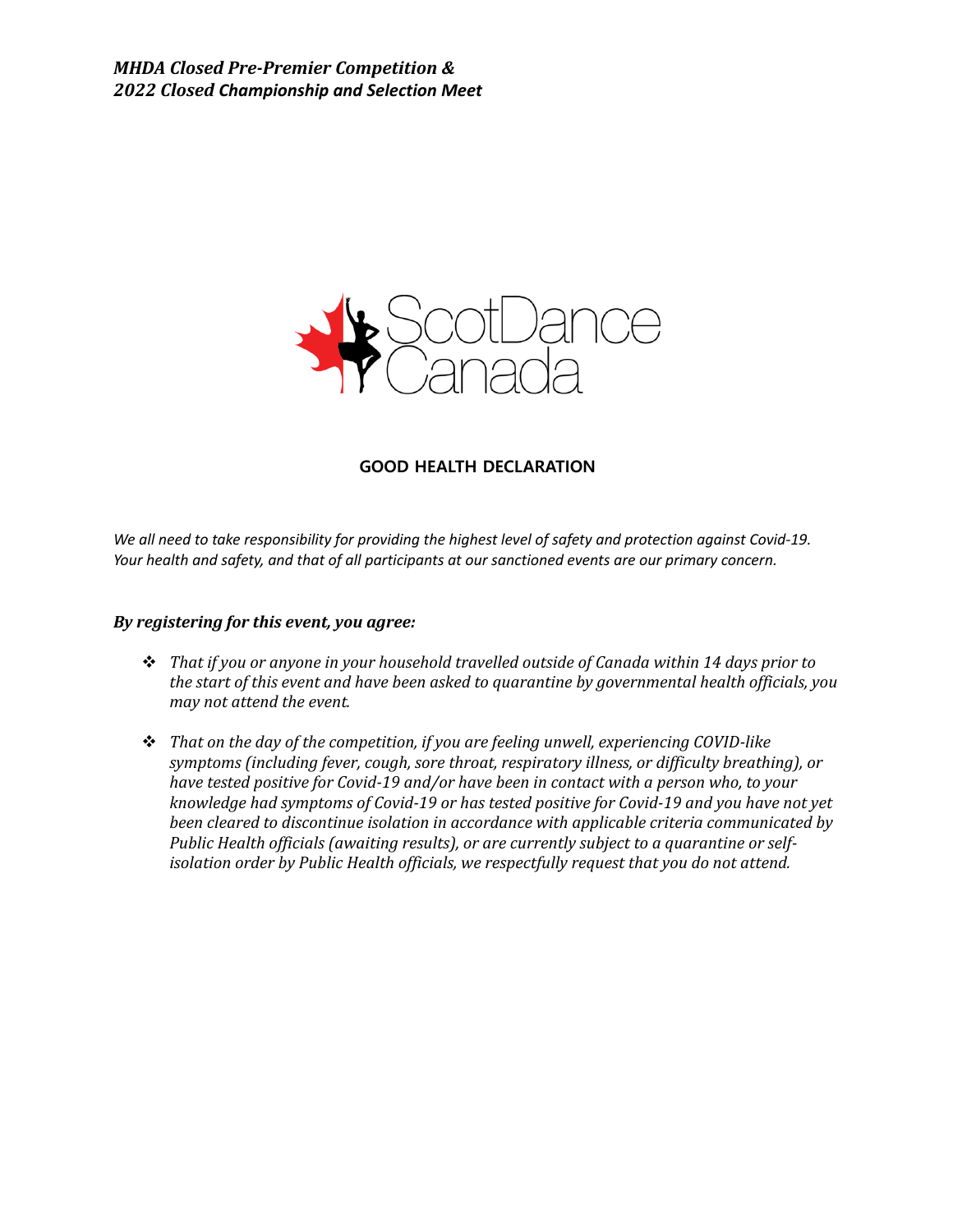*MHDA Closed Pre-Premier Competition &*
*2022 Closed Championship and Selection Meet*

## GOOD HEALTH DECLARATION

*We all need to take responsibility for providing the highest level of safety and protection against Covid-19. Your health and safety, and that of all participants at our sanctioned events are our primary concern.*

***By registering for this event, you agree:***

- *That if you or anyone in your household travelled outside of Canada within 14 days prior to the start of this event and have been asked to quarantine by governmental health officials, you may not attend the event.*
- *That on the day of the competition, if you are feeling unwell, experiencing COVID-like symptoms (including fever, cough, sore throat, respiratory illness, or difficulty breathing), or have tested positive for Covid-19 and/or have been in contact with a person who, to your knowledge had symptoms of Covid-19 or has tested positive for Covid-19 and you have not yet been cleared to discontinue isolation in accordance with applicable criteria communicated by Public Health officials (awaiting results), or are currently subject to a quarantine or self-isolation order by Public Health officials, we respectfully request that you do not attend.*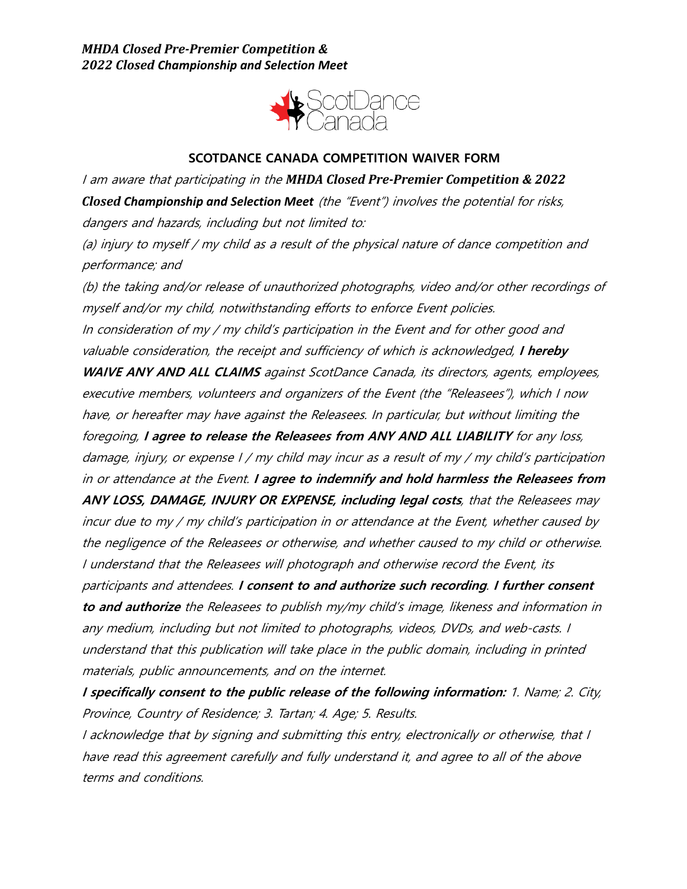*MHDA Closed Pre-Premier Competition &*
*2022 Closed Championship and Selection Meet*

ScotDance Canada

## SCOTDANCE CANADA COMPETITION WAIVER FORM

*I am aware that participating in the **MHDA Closed Pre-Premier Competition & 2022 Closed Championship and Selection Meet** (the "Event") involves the potential for risks, dangers and hazards, including but not limited to:*

*(a) injury to myself / my child as a result of the physical nature of dance competition and performance; and*

*(b) the taking and/or release of unauthorized photographs, video and/or other recordings of myself and/or my child, notwithstanding efforts to enforce Event policies.*

*In consideration of my / my child's participation in the Event and for other good and valuable consideration, the receipt and sufficiency of which is acknowledged, **I hereby WAIVE ANY AND ALL CLAIMS** against ScotDance Canada, its directors, agents, employees, executive members, volunteers and organizers of the Event (the "Releasees"), which I now have, or hereafter may have against the Releasees. In particular, but without limiting the foregoing, **I agree to release the Releasees from ANY AND ALL LIABILITY** for any loss, damage, injury, or expense I / my child may incur as a result of my / my child's participation in or attendance at the Event. **I agree to indemnify and hold harmless the Releasees from ANY LOSS, DAMAGE, INJURY OR EXPENSE, including legal costs**, that the Releasees may incur due to my / my child's participation in or attendance at the Event, whether caused by the negligence of the Releasees or otherwise, and whether caused to my child or otherwise. I understand that the Releasees will photograph and otherwise record the Event, its participants and attendees. **I consent to and authorize such recording**. **I further consent to and authorize** the Releasees to publish my/my child's image, likeness and information in any medium, including but not limited to photographs, videos, DVDs, and web-casts. I understand that this publication will take place in the public domain, including in printed materials, public announcements, and on the internet.*

***I specifically consent to the public release of the following information:** 1. Name; 2. City, Province, Country of Residence; 3. Tartan; 4. Age; 5. Results.*

*I acknowledge that by signing and submitting this entry, electronically or otherwise, that I have read this agreement carefully and fully understand it, and agree to all of the above terms and conditions.*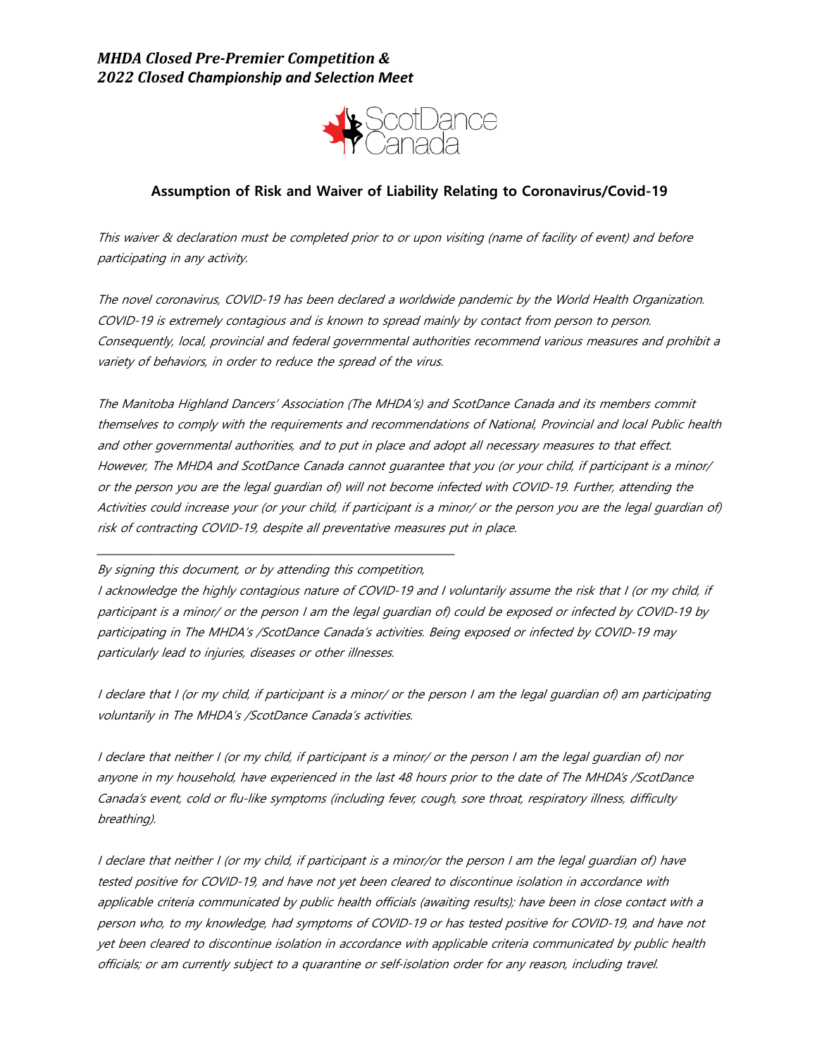*MHDA Closed Pre-Premier Competition &*
*2022 Closed Championship and Selection Meet*

ScotDance Canada

### Assumption of Risk and Waiver of Liability Relating to Coronavirus/Covid-19

*This waiver & declaration must be completed prior to or upon visiting (name of facility of event) and before participating in any activity.*

*The novel coronavirus, COVID-19 has been declared a worldwide pandemic by the World Health Organization. COVID-19 is extremely contagious and is known to spread mainly by contact from person to person. Consequently, local, provincial and federal governmental authorities recommend various measures and prohibit a variety of behaviors, in order to reduce the spread of the virus.*

*The Manitoba Highland Dancers' Association (The MHDA's) and ScotDance Canada and its members commit themselves to comply with the requirements and recommendations of National, Provincial and local Public health and other governmental authorities, and to put in place and adopt all necessary measures to that effect. However, The MHDA and ScotDance Canada cannot guarantee that you (or your child, if participant is a minor/ or the person you are the legal guardian of) will not become infected with COVID-19. Further, attending the Activities could increase your (or your child, if participant is a minor/ or the person you are the legal guardian of) risk of contracting COVID-19, despite all preventative measures put in place.*

---

*By signing this document, or by attending this competition,*
*I acknowledge the highly contagious nature of COVID-19 and I voluntarily assume the risk that I (or my child, if participant is a minor/ or the person I am the legal guardian of) could be exposed or infected by COVID-19 by participating in The MHDA's /ScotDance Canada's activities. Being exposed or infected by COVID-19 may particularly lead to injuries, diseases or other illnesses.*

*I declare that I (or my child, if participant is a minor/ or the person I am the legal guardian of) am participating voluntarily in The MHDA's /ScotDance Canada's activities.*

*I declare that neither I (or my child, if participant is a minor/ or the person I am the legal guardian of) nor anyone in my household, have experienced in the last 48 hours prior to the date of The MHDA's /ScotDance Canada's event, cold or flu-like symptoms (including fever, cough, sore throat, respiratory illness, difficulty breathing).*

*I declare that neither I (or my child, if participant is a minor/or the person I am the legal guardian of) have tested positive for COVID-19, and have not yet been cleared to discontinue isolation in accordance with applicable criteria communicated by public health officials (awaiting results); have been in close contact with a person who, to my knowledge, had symptoms of COVID-19 or has tested positive for COVID-19, and have not yet been cleared to discontinue isolation in accordance with applicable criteria communicated by public health officials; or am currently subject to a quarantine or self-isolation order for any reason, including travel.*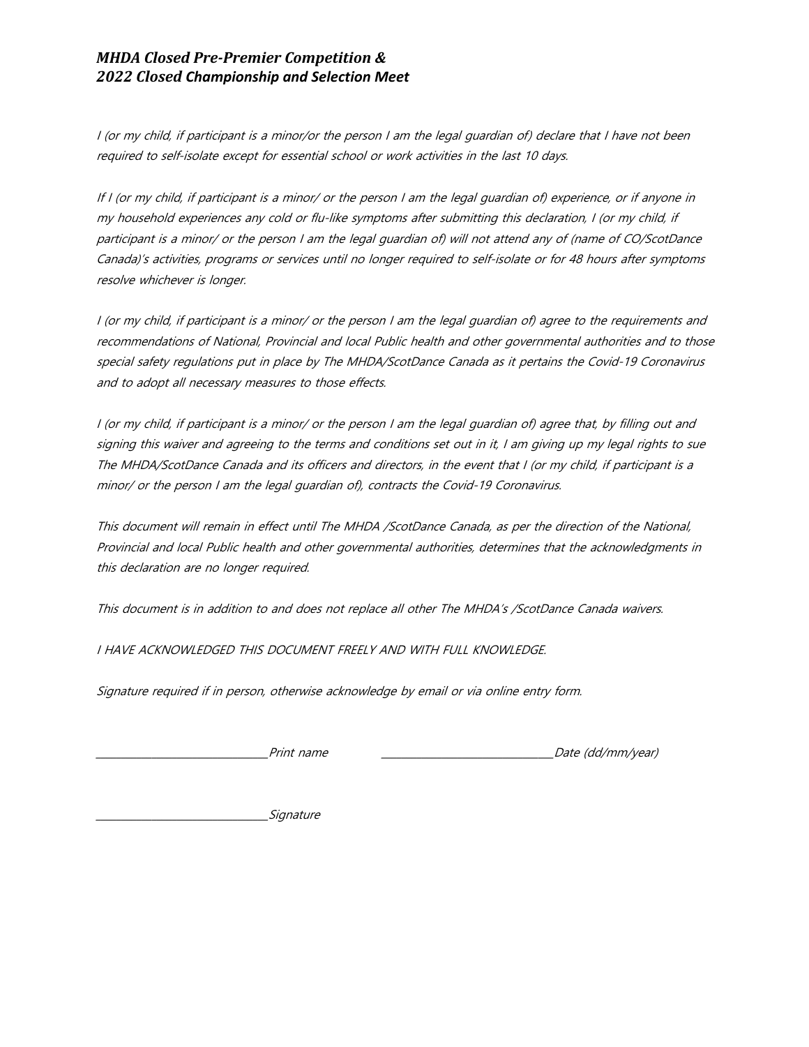*MHDA Closed Pre-Premier Competition &*
*2022 Closed Championship and Selection Meet*

*I (or my child, if participant is a minor/or the person I am the legal guardian of) declare that I have not been required to self-isolate except for essential school or work activities in the last 10 days.*

*If I (or my child, if participant is a minor/ or the person I am the legal guardian of) experience, or if anyone in my household experiences any cold or flu-like symptoms after submitting this declaration, I (or my child, if participant is a minor/ or the person I am the legal guardian of) will not attend any of (name of CO/ScotDance Canada)'s activities, programs or services until no longer required to self-isolate or for 48 hours after symptoms resolve whichever is longer.*

*I (or my child, if participant is a minor/ or the person I am the legal guardian of) agree to the requirements and recommendations of National, Provincial and local Public health and other governmental authorities and to those special safety regulations put in place by The MHDA/ScotDance Canada as it pertains the Covid-19 Coronavirus and to adopt all necessary measures to those effects.*

*I (or my child, if participant is a minor/ or the person I am the legal guardian of) agree that, by filling out and signing this waiver and agreeing to the terms and conditions set out in it, I am giving up my legal rights to sue The MHDA/ScotDance Canada and its officers and directors, in the event that I (or my child, if participant is a minor/ or the person I am the legal guardian of), contracts the Covid-19 Coronavirus.*

*This document will remain in effect until The MHDA /ScotDance Canada, as per the direction of the National, Provincial and local Public health and other governmental authorities, determines that the acknowledgments in this declaration are no longer required.*

*This document is in addition to and does not replace all other The MHDA's /ScotDance Canada waivers.*

*I HAVE ACKNOWLEDGED THIS DOCUMENT FREELY AND WITH FULL KNOWLEDGE.*

*Signature required if in person, otherwise acknowledge by email or via online entry form.*

______________________________*Print name* ______________________________*Date (dd/mm/year)*

______________________________*Signature*